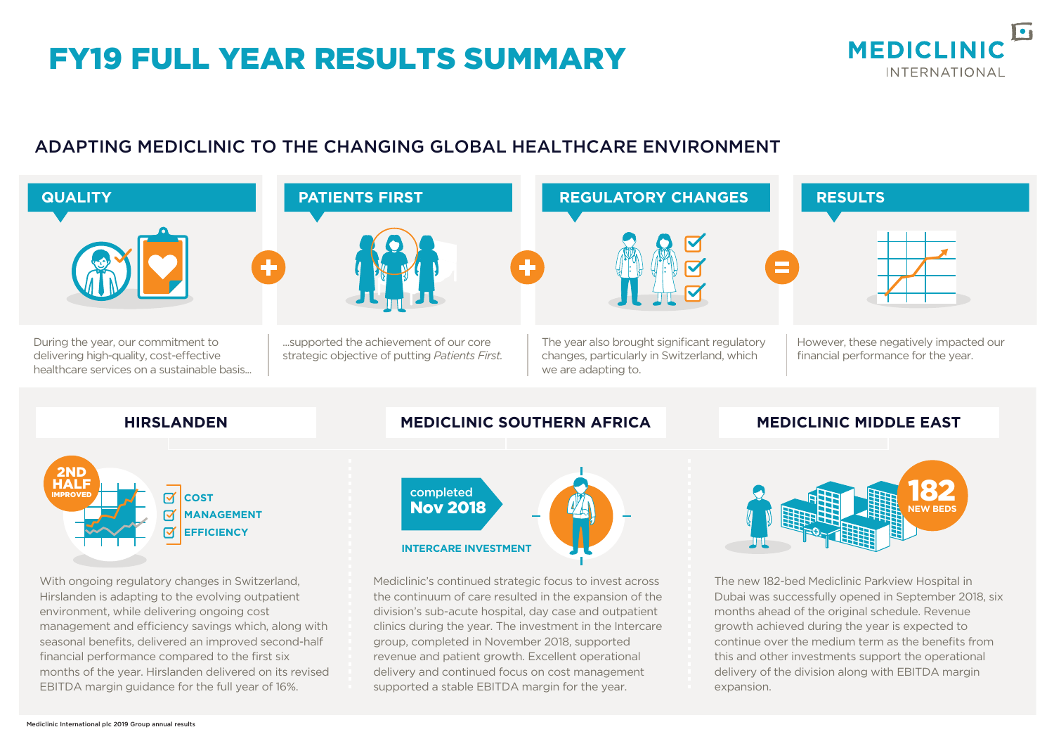# FY19 FULL YEAR RESULTS SUMMARY

MEDICLINIC INTERNATIONAL

## ADAPTING MEDICLINIC TO THE CHANGING GLOBAL HEALTHCARE ENVIRONMENT

### QUALITY

During the year, our commitment to delivering high-quality, cost-effective healthcare services on a sustainable basis...

### PATIENTS FIRST

...supported the achievement of our core strategic objective of putting *Patients First*.

### REGULATORY CHANGES

The year also brought significant regulatory changes, particularly in Switzerland, which we are adapting to.

### RESULTS

However, these negatively impacted our financial performance for the year.

## HIRSLANDEN

2ND HALF IMPROVED

- COST
- MANAGEMENT
- EFFICIENCY

With ongoing regulatory changes in Switzerland, Hirslanden is adapting to the evolving outpatient environment, while delivering ongoing cost management and efficiency savings which, along with seasonal benefits, delivered an improved second-half financial performance compared to the first six months of the year. Hirslanden delivered on its revised EBITDA margin guidance for the full year of 16%.

## MEDICLINIC SOUTHERN AFRICA

completed **Nov 2018**

INTERCARE INVESTMENT

Mediclinic's continued strategic focus to invest across the continuum of care resulted in the expansion of the division's sub-acute hospital, day case and outpatient clinics during the year. The investment in the Intercare group, completed in November 2018, supported revenue and patient growth. Excellent operational delivery and continued focus on cost management supported a stable EBITDA margin for the year.

## MEDICLINIC MIDDLE EAST

**182** NEW BEDS

The new 182-bed Mediclinic Parkview Hospital in Dubai was successfully opened in September 2018, six months ahead of the original schedule. Revenue growth achieved during the year is expected to continue over the medium term as the benefits from this and other investments support the operational delivery of the division along with EBITDA margin expansion.

Mediclinic International plc 2019 Group annual results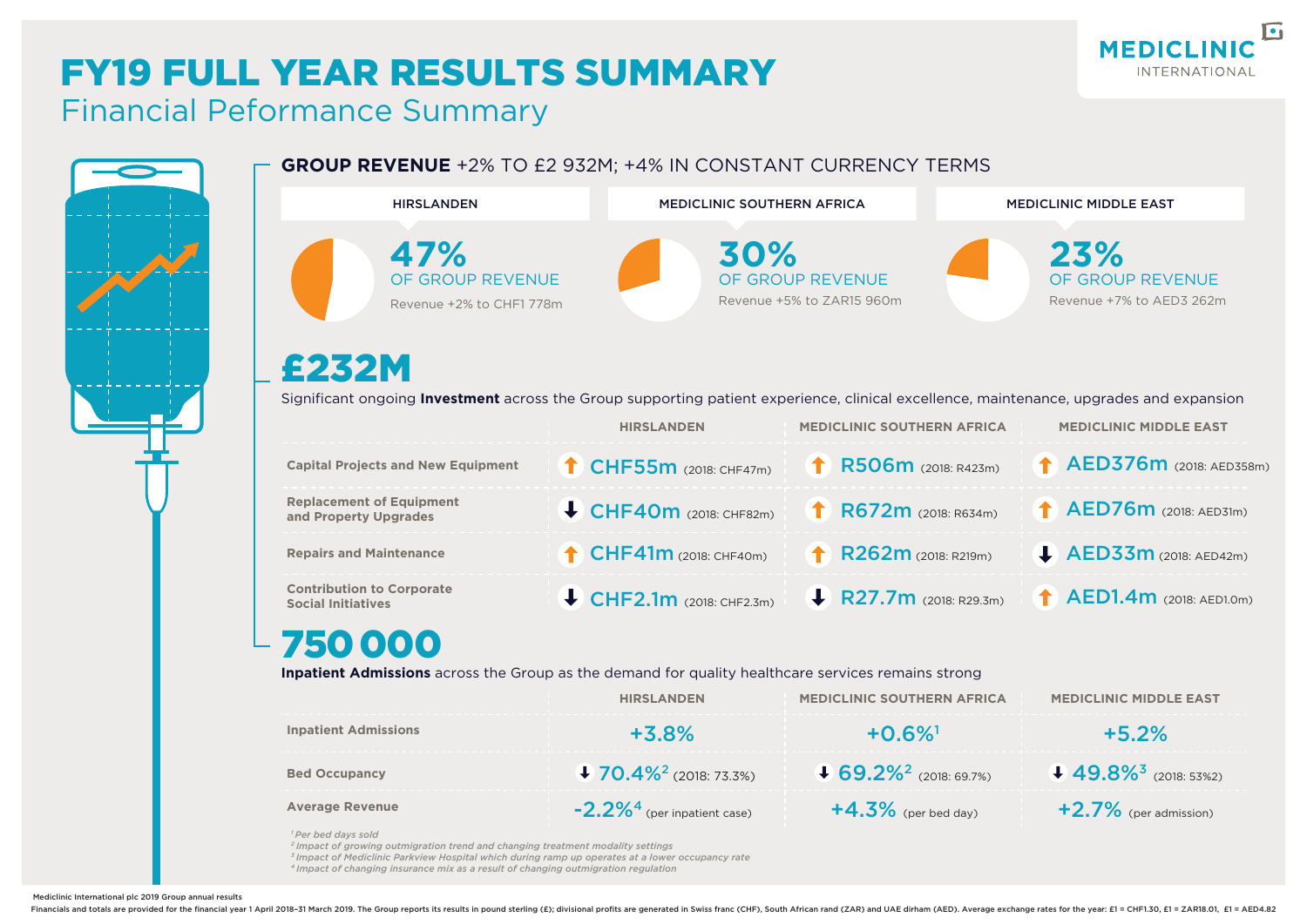# FY19 FULL YEAR RESULTS SUMMARY

## Financial Peformance Summary

MEDICLINIC INTERNATIONAL

**GROUP REVENUE** +2% TO £2 932M; +4% IN CONSTANT CURRENCY TERMS

| HIRSLANDEN | MEDICLINIC SOUTHERN AFRICA | MEDICLINIC MIDDLE EAST |
|---|---|---|
| **47%** OF GROUP REVENUE | **30%** OF GROUP REVENUE | **23%** OF GROUP REVENUE |
| Revenue +2% to CHF1 778m | Revenue +5% to ZAR15 960m | Revenue +7% to AED3 262m |

## £232M

Significant ongoing **Investment** across the Group supporting patient experience, clinical excellence, maintenance, upgrades and expansion

| | HIRSLANDEN | MEDICLINIC SOUTHERN AFRICA | MEDICLINIC MIDDLE EAST |
|---|---|---|---|
| Capital Projects and New Equipment | ↑ CHF55m (2018: CHF47m) | ↑ R506m (2018: R423m) | ↑ AED376m (2018: AED358m) |
| Replacement of Equipment and Property Upgrades | ↓ CHF40m (2018: CHF82m) | ↑ R672m (2018: R634m) | ↑ AED76m (2018: AED31m) |
| Repairs and Maintenance | ↑ CHF41m (2018: CHF40m) | ↑ R262m (2018: R219m) | ↓ AED33m (2018: AED42m) |
| Contribution to Corporate Social Initiatives | ↓ CHF2.1m (2018: CHF2.3m) | ↓ R27.7m (2018: R29.3m) | ↑ AED1.4m (2018: AED1.0m) |

## 750 000

**Inpatient Admissions** across the Group as the demand for quality healthcare services remains strong

| | HIRSLANDEN | MEDICLINIC SOUTHERN AFRICA | MEDICLINIC MIDDLE EAST |
|---|---|---|---|
| Inpatient Admissions | +3.8% | +0.6%[1] | +5.2% |
| Bed Occupancy | ↓ 70.4%[2] (2018: 73.3%) | ↓ 69.2%[2] (2018: 69.7%) | ↓ 49.8%[3] (2018: 53%2) |
| Average Revenue | -2.2%[4] (per inpatient case) | +4.3% (per bed day) | +2.7% (per admission) |

*[1] Per bed days sold*
*[2] Impact of growing outmigration trend and changing treatment modality settings*
*[3] Impact of Mediclinic Parkview Hospital which during ramp up operates at a lower occupancy rate*
*[4] Impact of changing insurance mix as a result of changing outmigration regulation*

Mediclinic International plc 2019 Group annual results

Financials and totals are provided for the financial year 1 April 2018–31 March 2019. The Group reports its results in pound sterling (£); divisional profits are generated in Swiss franc (CHF), South African rand (ZAR) and UAE dirham (AED). Average exchange rates for the year: £1 = CHF1.30, £1 = ZAR18.01, £1 = AED4.82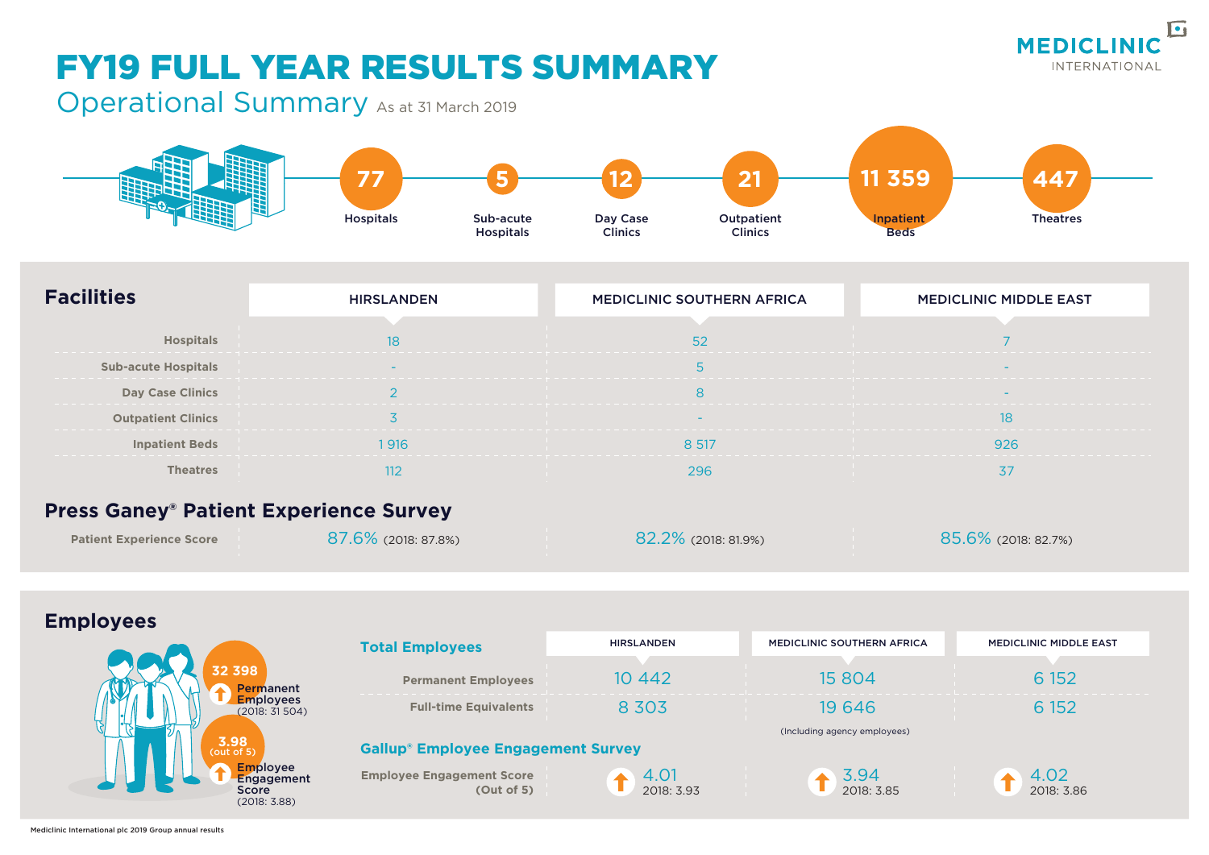MEDICLINIC INTERNATIONAL

# FY19 FULL YEAR RESULTS SUMMARY

## Operational Summary As at 31 March 2019

77 Hospitals

5 Sub-acute Hospitals

12 Day Case Clinics

21 Outpatient Clinics

11 359 Inpatient Beds

447 Theatres

## Facilities

| | HIRSLANDEN | MEDICLINIC SOUTHERN AFRICA | MEDICLINIC MIDDLE EAST |
|---|---|---|---|
| Hospitals | 18 | 52 | 7 |
| Sub-acute Hospitals | - | 5 | - |
| Day Case Clinics | 2 | 8 | - |
| Outpatient Clinics | 3 | - | 18 |
| Inpatient Beds | 1 916 | 8 517 | 926 |
| Theatres | 112 | 296 | 37 |

## Press Ganey® Patient Experience Survey

| | HIRSLANDEN | MEDICLINIC SOUTHERN AFRICA | MEDICLINIC MIDDLE EAST |
|---|---|---|---|
| Patient Experience Score | 87.6% (2018: 87.8%) | 82.2% (2018: 81.9%) | 85.6% (2018: 82.7%) |

## Employees

32 398 Permanent Employees (2018: 31 504)

3.98 (out of 5) Employee Engagement Score (2018: 3.88)

### Total Employees

| | HIRSLANDEN | MEDICLINIC SOUTHERN AFRICA | MEDICLINIC MIDDLE EAST |
|---|---|---|---|
| Permanent Employees | 10 442 | 15 804 | 6 152 |
| Full-time Equivalents | 8 303 | 19 646 (Including agency employees) | 6 152 |

### Gallup® Employee Engagement Survey

| | HIRSLANDEN | MEDICLINIC SOUTHERN AFRICA | MEDICLINIC MIDDLE EAST |
|---|---|---|---|
| Employee Engagement Score (Out of 5) | 4.01 2018: 3.93 | 3.94 2018: 3.85 | 4.02 2018: 3.86 |

Mediclinic International plc 2019 Group annual results